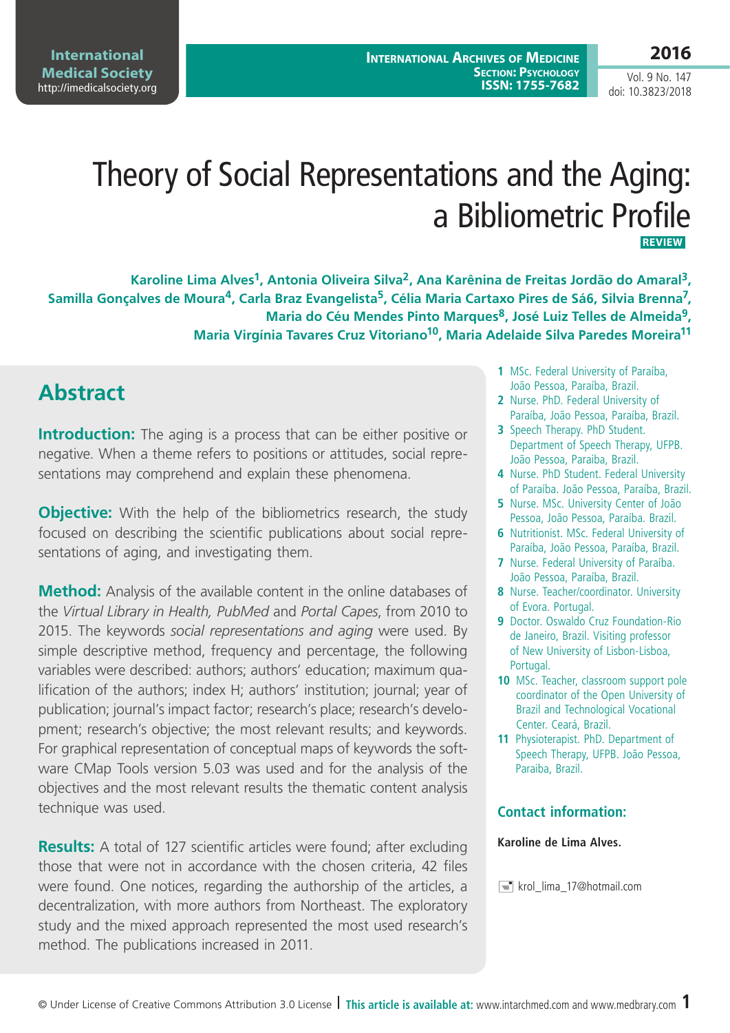# Theory of Social Representations and the Aging: a Bibliometric Profile

**REVIEW**

**Karoline Lima Alves[1], Antonia Oliveira Silva[2], Ana Karênina de Freitas Jordão do Amaral[3], Samilla Gonçalves de Moura[4], Carla Braz Evangelista[5], Célia Maria Cartaxo Pires de Sá6, Silvia Brenna[7], Maria do Céu Mendes Pinto Marques[8], José Luiz Telles de Almeida[9], Maria Virgínia Tavares Cruz Vitoriano[10], Maria Adelaide Silva Paredes Moreira[11]**

1 MSc. Federal University of Paraíba, João Pessoa, Paraíba, Brazil.
2 Nurse. PhD. Federal University of Paraíba, João Pessoa, Paraíba, Brazil.
3 Speech Therapy. PhD Student. Department of Speech Therapy, UFPB. João Pessoa, Paraiba, Brazil.
4 Nurse. PhD Student. Federal University of Paraíba. João Pessoa, Paraiba, Brazil.
5 Nurse. MSc. University Center of João Pessoa, João Pessoa, Paraíba. Brazil.
6 Nutritionist. MSc. Federal University of Paraíba, João Pessoa, Paraíba, Brazil.
7 Nurse. Federal University of Paraíba. João Pessoa, Paraíba, Brazil.
8 Nurse. Teacher/coordinator. University of Evora. Portugal.
9 Doctor. Oswaldo Cruz Foundation-Rio de Janeiro, Brazil. Visiting professor of New University of Lisbon-Lisboa, Portugal.
10 MSc. Teacher, classroom support pole coordinator of the Open University of Brazil and Technological Vocational Center. Ceará, Brazil.
11 Physiotherapist. PhD. Department of Speech Therapy, UFPB. João Pessoa, Paraiba, Brazil.

## Abstract

**Introduction:** The aging is a process that can be either positive or negative. When a theme refers to positions or attitudes, social representations may comprehend and explain these phenomena.

**Objective:** With the help of the bibliometrics research, the study focused on describing the scientific publications about social representations of aging, and investigating them.

**Method:** Analysis of the available content in the online databases of the *Virtual Library in Health, PubMed* and *Portal Capes*, from 2010 to 2015. The keywords *social representations and aging* were used. By simple descriptive method, frequency and percentage, the following variables were described: authors; authors' education; maximum qualification of the authors; index H; authors' institution; journal; year of publication; journal's impact factor; research's place; research's development; research's objective; the most relevant results; and keywords. For graphical representation of conceptual maps of keywords the software CMap Tools version 5.03 was used and for the analysis of the objectives and the most relevant results the thematic content analysis technique was used.

**Results:** A total of 127 scientific articles were found; after excluding those that were not in accordance with the chosen criteria, 42 files were found. One notices, regarding the authorship of the articles, a decentralization, with more authors from Northeast. The exploratory study and the mixed approach represented the most used research's method. The publications increased in 2011.

### Contact information:

**Karoline de Lima Alves.**

krol_lima_17@hotmail.com

© Under License of Creative Commons Attribution 3.0 License | **This article is available at:** www.intarchmed.com and www.medbrary.com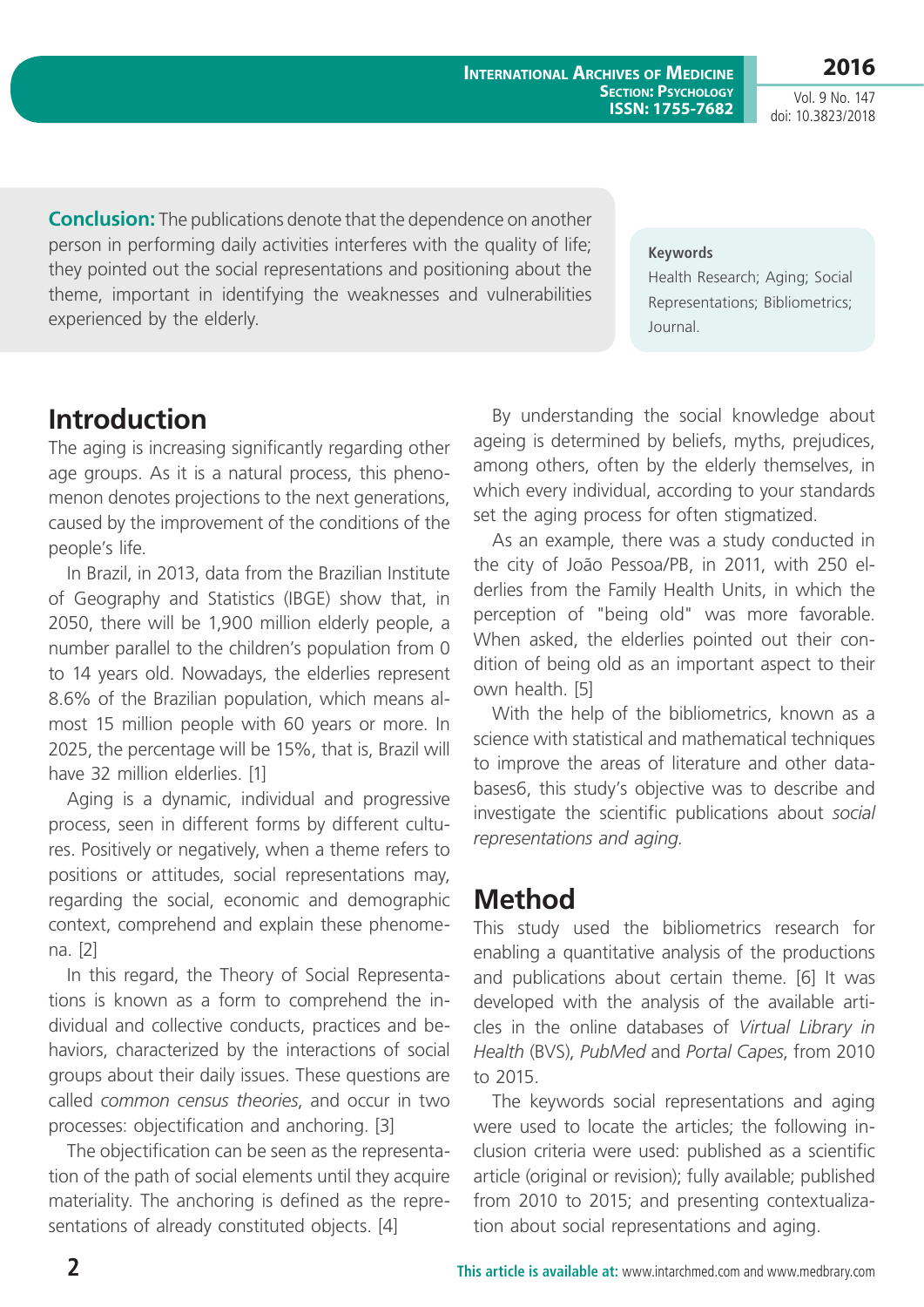**Conclusion:** The publications denote that the dependence on another person in performing daily activities interferes with the quality of life; they pointed out the social representations and positioning about the theme, important in identifying the weaknesses and vulnerabilities experienced by the elderly.

**Keywords**

Health Research; Aging; Social Representations; Bibliometrics; Journal.

## Introduction

The aging is increasing significantly regarding other age groups. As it is a natural process, this phenomenon denotes projections to the next generations, caused by the improvement of the conditions of the people's life.

In Brazil, in 2013, data from the Brazilian Institute of Geography and Statistics (IBGE) show that, in 2050, there will be 1,900 million elderly people, a number parallel to the children's population from 0 to 14 years old. Nowadays, the elderlies represent 8.6% of the Brazilian population, which means almost 15 million people with 60 years or more. In 2025, the percentage will be 15%, that is, Brazil will have 32 million elderlies. [1]

Aging is a dynamic, individual and progressive process, seen in different forms by different cultures. Positively or negatively, when a theme refers to positions or attitudes, social representations may, regarding the social, economic and demographic context, comprehend and explain these phenomena. [2]

In this regard, the Theory of Social Representations is known as a form to comprehend the individual and collective conducts, practices and behaviors, characterized by the interactions of social groups about their daily issues. These questions are called *common census theories*, and occur in two processes: objectification and anchoring. [3]

The objectification can be seen as the representation of the path of social elements until they acquire materiality. The anchoring is defined as the representations of already constituted objects. [4]

By understanding the social knowledge about ageing is determined by beliefs, myths, prejudices, among others, often by the elderly themselves, in which every individual, according to your standards set the aging process for often stigmatized.

As an example, there was a study conducted in the city of João Pessoa/PB, in 2011, with 250 elderlies from the Family Health Units, in which the perception of "being old" was more favorable. When asked, the elderlies pointed out their condition of being old as an important aspect to their own health. [5]

With the help of the bibliometrics, known as a science with statistical and mathematical techniques to improve the areas of literature and other databases6, this study's objective was to describe and investigate the scientific publications about *social representations and aging.*

## Method

This study used the bibliometrics research for enabling a quantitative analysis of the productions and publications about certain theme. [6] It was developed with the analysis of the available articles in the online databases of *Virtual Library in Health* (BVS), *PubMed* and *Portal Capes*, from 2010 to 2015.

The keywords social representations and aging were used to locate the articles; the following inclusion criteria were used: published as a scientific article (original or revision); fully available; published from 2010 to 2015; and presenting contextualization about social representations and aging.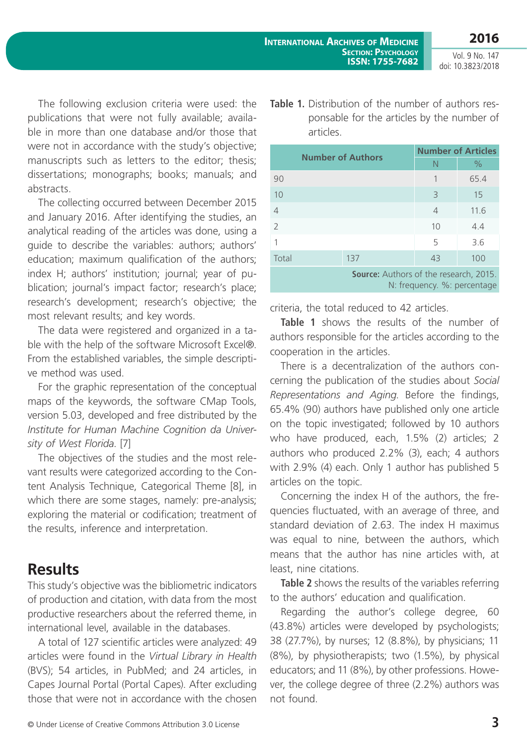The following exclusion criteria were used: the publications that were not fully available; available in more than one database and/or those that were not in accordance with the study's objective; manuscripts such as letters to the editor; thesis; dissertations; monographs; books; manuals; and abstracts.

The collecting occurred between December 2015 and January 2016. After identifying the studies, an analytical reading of the articles was done, using a guide to describe the variables: authors; authors' education; maximum qualification of the authors; index H; authors' institution; journal; year of publication; journal's impact factor; research's place; research's development; research's objective; the most relevant results; and key words.

The data were registered and organized in a table with the help of the software Microsoft Excel®. From the established variables, the simple descriptive method was used.

For the graphic representation of the conceptual maps of the keywords, the software CMap Tools, version 5.03, developed and free distributed by the *Institute for Human Machine Cognition da University of West Florida*. [7]

The objectives of the studies and the most relevant results were categorized according to the Content Analysis Technique, Categorical Theme [8], in which there are some stages, namely: pre-analysis; exploring the material or codification; treatment of the results, inference and interpretation.

## Results

This study's objective was the bibliometric indicators of production and citation, with data from the most productive researchers about the referred theme, in international level, available in the databases.

A total of 127 scientific articles were analyzed: 49 articles were found in the *Virtual Library in Health* (BVS); 54 articles, in PubMed; and 24 articles, in Capes Journal Portal (Portal Capes). After excluding those that were not in accordance with the chosen criteria, the total reduced to 42 articles.

**Table 1.** Distribution of the number of authors responsable for the articles by the number of articles.

| Number of Authors | | Number of Articles | |
|---|---|---|---|
| | | N | % |
| 90 | | 1 | 65.4 |
| 10 | | 3 | 15 |
| 4 | | 4 | 11.6 |
| 2 | | 10 | 4.4 |
| 1 | | 5 | 3.6 |
| Total | 137 | 43 | 100 |

**Source:** Authors of the research, 2015. N: frequency. %: percentage

**Table 1** shows the results of the number of authors responsible for the articles according to the cooperation in the articles.

There is a decentralization of the authors concerning the publication of the studies about *Social Representations and Aging*. Before the findings, 65.4% (90) authors have published only one article on the topic investigated; followed by 10 authors who have produced, each, 1.5% (2) articles; 2 authors who produced 2.2% (3), each; 4 authors with 2.9% (4) each. Only 1 author has published 5 articles on the topic.

Concerning the index H of the authors, the frequencies fluctuated, with an average of three, and standard deviation of 2.63. The index H maximus was equal to nine, between the authors, which means that the author has nine articles with, at least, nine citations.

**Table 2** shows the results of the variables referring to the authors' education and qualification.

Regarding the author's college degree, 60 (43.8%) articles were developed by psychologists; 38 (27.7%), by nurses; 12 (8.8%), by physicians; 11 (8%), by physiotherapists; two (1.5%), by physical educators; and 11 (8%), by other professions. However, the college degree of three (2.2%) authors was not found.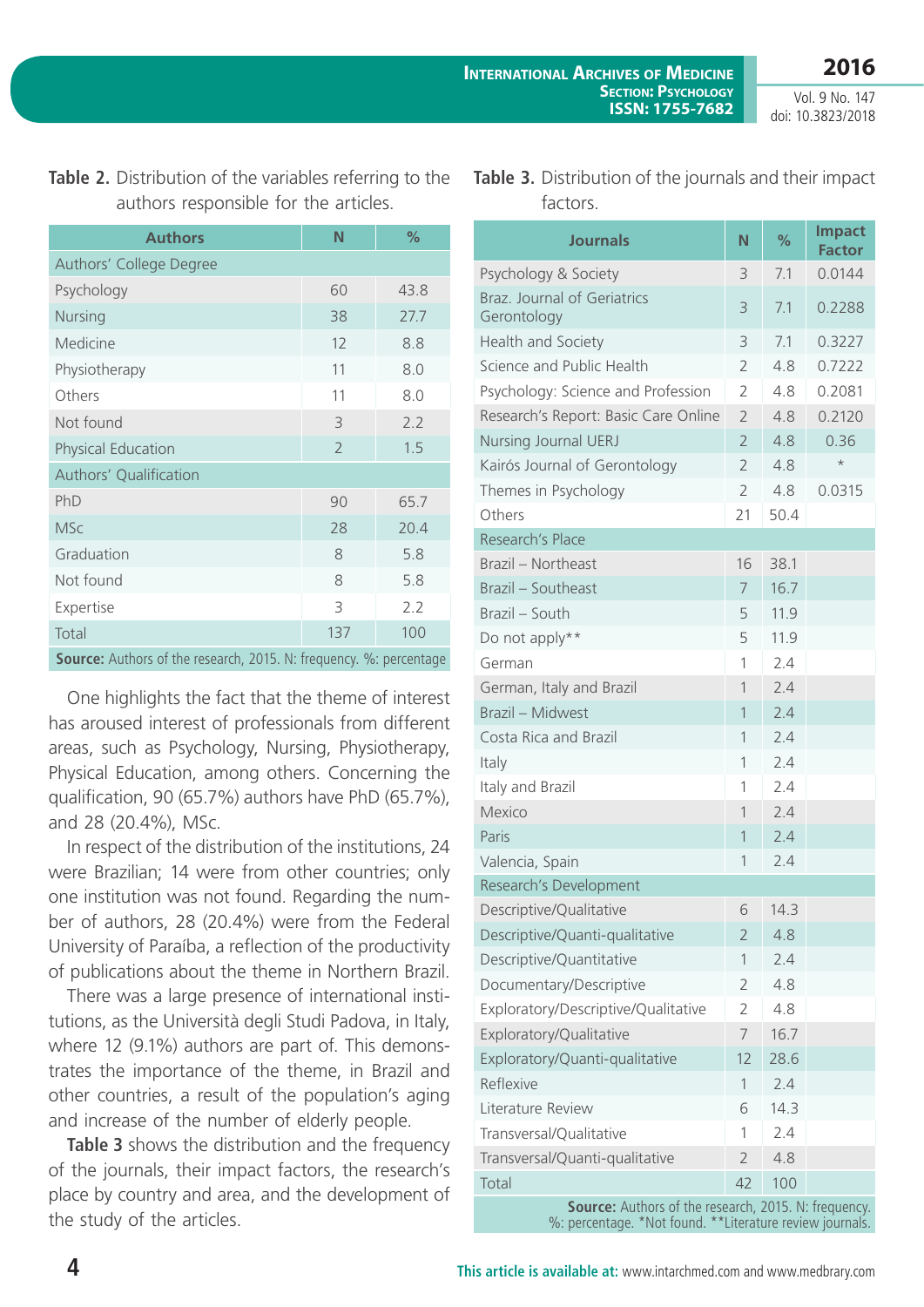**Table 2.** Distribution of the variables referring to the authors responsible for the articles.

| Authors | N | % |
|---|---|---|
| Authors' College Degree | | |
| Psychology | 60 | 43.8 |
| Nursing | 38 | 27.7 |
| Medicine | 12 | 8.8 |
| Physiotherapy | 11 | 8.0 |
| Others | 11 | 8.0 |
| Not found | 3 | 2.2 |
| Physical Education | 2 | 1.5 |
| Authors' Qualification | | |
| PhD | 90 | 65.7 |
| MSc | 28 | 20.4 |
| Graduation | 8 | 5.8 |
| Not found | 8 | 5.8 |
| Expertise | 3 | 2.2 |
| Total | 137 | 100 |

**Source:** Authors of the research, 2015. N: frequency. %: percentage

One highlights the fact that the theme of interest has aroused interest of professionals from different areas, such as Psychology, Nursing, Physiotherapy, Physical Education, among others. Concerning the qualification, 90 (65.7%) authors have PhD (65.7%), and 28 (20.4%), MSc.

In respect of the distribution of the institutions, 24 were Brazilian; 14 were from other countries; only one institution was not found. Regarding the number of authors, 28 (20.4%) were from the Federal University of Paraíba, a reflection of the productivity of publications about the theme in Northern Brazil.

There was a large presence of international institutions, as the Università degli Studi Padova, in Italy, where 12 (9.1%) authors are part of. This demonstrates the importance of the theme, in Brazil and other countries, a result of the population's aging and increase of the number of elderly people.

**Table 3** shows the distribution and the frequency of the journals, their impact factors, the research's place by country and area, and the development of the study of the articles.

**Table 3.** Distribution of the journals and their impact factors.

| Journals | N | % | Impact Factor |
|---|---|---|---|
| Psychology & Society | 3 | 7.1 | 0.0144 |
| Braz. Journal of Geriatrics Gerontology | 3 | 7.1 | 0.2288 |
| Health and Society | 3 | 7.1 | 0.3227 |
| Science and Public Health | 2 | 4.8 | 0.7222 |
| Psychology: Science and Profession | 2 | 4.8 | 0.2081 |
| Research's Report: Basic Care Online | 2 | 4.8 | 0.2120 |
| Nursing Journal UERJ | 2 | 4.8 | 0.36 |
| Kairós Journal of Gerontology | 2 | 4.8 | * |
| Themes in Psychology | 2 | 4.8 | 0.0315 |
| Others | 21 | 50.4 | |
| Research's Place | | | |
| Brazil – Northeast | 16 | 38.1 | |
| Brazil – Southeast | 7 | 16.7 | |
| Brazil – South | 5 | 11.9 | |
| Do not apply** | 5 | 11.9 | |
| German | 1 | 2.4 | |
| German, Italy and Brazil | 1 | 2.4 | |
| Brazil – Midwest | 1 | 2.4 | |
| Costa Rica and Brazil | 1 | 2.4 | |
| Italy | 1 | 2.4 | |
| Italy and Brazil | 1 | 2.4 | |
| Mexico | 1 | 2.4 | |
| Paris | 1 | 2.4 | |
| Valencia, Spain | 1 | 2.4 | |
| Research's Development | | | |
| Descriptive/Qualitative | 6 | 14.3 | |
| Descriptive/Quanti-qualitative | 2 | 4.8 | |
| Descriptive/Quantitative | 1 | 2.4 | |
| Documentary/Descriptive | 2 | 4.8 | |
| Exploratory/Descriptive/Qualitative | 2 | 4.8 | |
| Exploratory/Qualitative | 7 | 16.7 | |
| Exploratory/Quanti-qualitative | 12 | 28.6 | |
| Reflexive | 1 | 2.4 | |
| Literature Review | 6 | 14.3 | |
| Transversal/Qualitative | 1 | 2.4 | |
| Transversal/Quanti-qualitative | 2 | 4.8 | |
| Total | 42 | 100 | |

**Source:** Authors of the research, 2015. N: frequency. %: percentage. *Not found. **Literature review journals.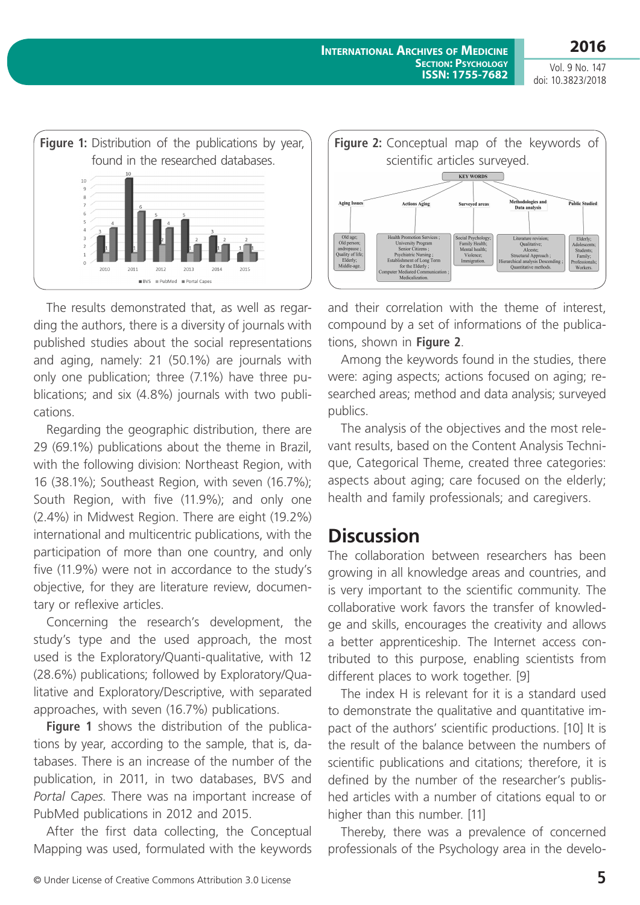**Figure 1:** Distribution of the publications by year, found in the researched databases.

**Figure 2:** Conceptual map of the keywords of scientific articles surveyed.

The results demonstrated that, as well as regarding the authors, there is a diversity of journals with published studies about the social representations and aging, namely: 21 (50.1%) are journals with only one publication; three (7.1%) have three publications; and six (4.8%) journals with two publications.

Regarding the geographic distribution, there are 29 (69.1%) publications about the theme in Brazil, with the following division: Northeast Region, with 16 (38.1%); Southeast Region, with seven (16.7%); South Region, with five (11.9%); and only one (2.4%) in Midwest Region. There are eight (19.2%) international and multicentric publications, with the participation of more than one country, and only five (11.9%) were not in accordance to the study's objective, for they are literature review, documentary or reflexive articles.

Concerning the research's development, the study's type and the used approach, the most used is the Exploratory/Quanti-qualitative, with 12 (28.6%) publications; followed by Exploratory/Qualitative and Exploratory/Descriptive, with separated approaches, with seven (16.7%) publications.

**Figure 1** shows the distribution of the publications by year, according to the sample, that is, databases. There is an increase of the number of the publication, in 2011, in two databases, BVS and *Portal Capes*. There was na important increase of PubMed publications in 2012 and 2015.

After the first data collecting, the Conceptual Mapping was used, formulated with the keywords and their correlation with the theme of interest, compound by a set of informations of the publications, shown in **Figure 2**.

Among the keywords found in the studies, there were: aging aspects; actions focused on aging; researched areas; method and data analysis; surveyed publics.

The analysis of the objectives and the most relevant results, based on the Content Analysis Technique, Categorical Theme, created three categories: aspects about aging; care focused on the elderly; health and family professionals; and caregivers.

# Discussion

The collaboration between researchers has been growing in all knowledge areas and countries, and is very important to the scientific community. The collaborative work favors the transfer of knowledge and skills, encourages the creativity and allows a better apprenticeship. The Internet access contributed to this purpose, enabling scientists from different places to work together. [9]

The index H is relevant for it is a standard used to demonstrate the qualitative and quantitative impact of the authors' scientific productions. [10] It is the result of the balance between the numbers of scientific publications and citations; therefore, it is defined by the number of the researcher's published articles with a number of citations equal to or higher than this number. [11]

Thereby, there was a prevalence of concerned professionals of the Psychology area in the develo-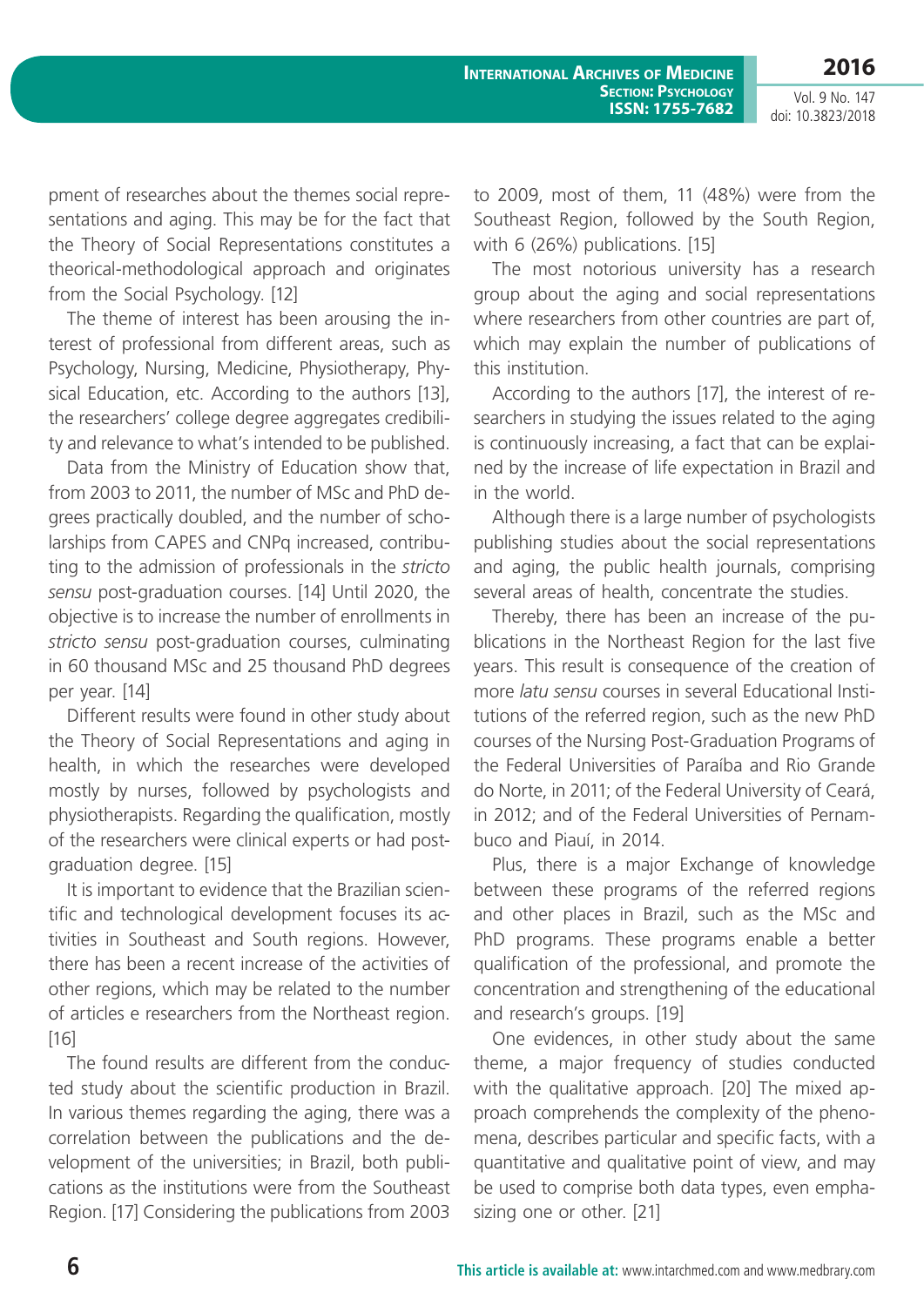pment of researches about the themes social representations and aging. This may be for the fact that the Theory of Social Representations constitutes a theorical-methodological approach and originates from the Social Psychology. [12]

The theme of interest has been arousing the interest of professional from different areas, such as Psychology, Nursing, Medicine, Physiotherapy, Physical Education, etc. According to the authors [13], the researchers' college degree aggregates credibility and relevance to what's intended to be published.

Data from the Ministry of Education show that, from 2003 to 2011, the number of MSc and PhD degrees practically doubled, and the number of scholarships from CAPES and CNPq increased, contributing to the admission of professionals in the *stricto sensu* post-graduation courses. [14] Until 2020, the objective is to increase the number of enrollments in *stricto sensu* post-graduation courses, culminating in 60 thousand MSc and 25 thousand PhD degrees per year. [14]

Different results were found in other study about the Theory of Social Representations and aging in health, in which the researches were developed mostly by nurses, followed by psychologists and physiotherapists. Regarding the qualification, mostly of the researchers were clinical experts or had post-graduation degree. [15]

It is important to evidence that the Brazilian scientific and technological development focuses its activities in Southeast and South regions. However, there has been a recent increase of the activities of other regions, which may be related to the number of articles e researchers from the Northeast region. [16]

The found results are different from the conducted study about the scientific production in Brazil. In various themes regarding the aging, there was a correlation between the publications and the development of the universities; in Brazil, both publications as the institutions were from the Southeast Region. [17] Considering the publications from 2003 to 2009, most of them, 11 (48%) were from the Southeast Region, followed by the South Region, with 6 (26%) publications. [15]

The most notorious university has a research group about the aging and social representations where researchers from other countries are part of, which may explain the number of publications of this institution.

According to the authors [17], the interest of researchers in studying the issues related to the aging is continuously increasing, a fact that can be explained by the increase of life expectation in Brazil and in the world.

Although there is a large number of psychologists publishing studies about the social representations and aging, the public health journals, comprising several areas of health, concentrate the studies.

Thereby, there has been an increase of the publications in the Northeast Region for the last five years. This result is consequence of the creation of more *latu sensu* courses in several Educational Institutions of the referred region, such as the new PhD courses of the Nursing Post-Graduation Programs of the Federal Universities of Paraíba and Rio Grande do Norte, in 2011; of the Federal University of Ceará, in 2012; and of the Federal Universities of Pernambuco and Piauí, in 2014.

Plus, there is a major Exchange of knowledge between these programs of the referred regions and other places in Brazil, such as the MSc and PhD programs. These programs enable a better qualification of the professional, and promote the concentration and strengthening of the educational and research's groups. [19]

One evidences, in other study about the same theme, a major frequency of studies conducted with the qualitative approach. [20] The mixed approach comprehends the complexity of the phenomena, describes particular and specific facts, with a quantitative and qualitative point of view, and may be used to comprise both data types, even emphasizing one or other. [21]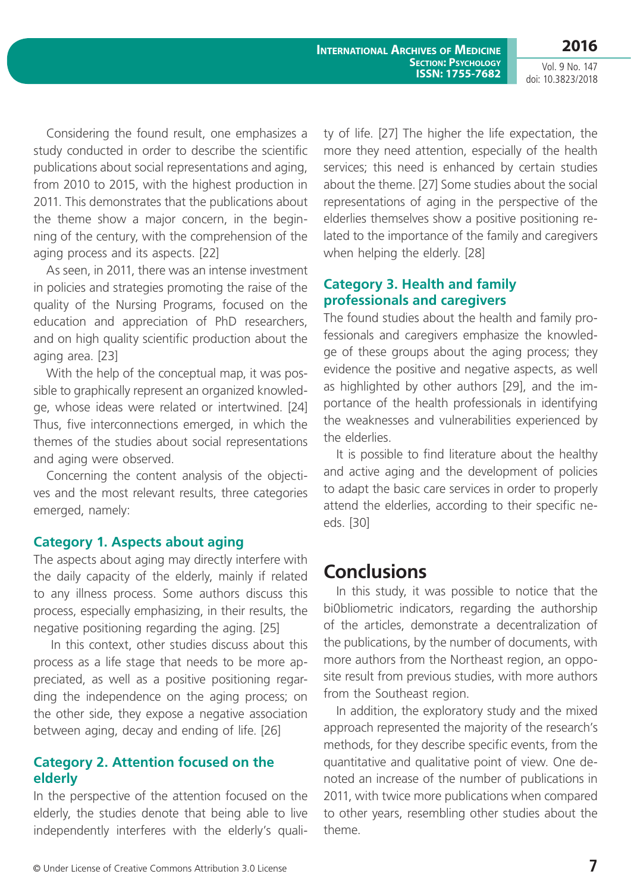Considering the found result, one emphasizes a study conducted in order to describe the scientific publications about social representations and aging, from 2010 to 2015, with the highest production in 2011. This demonstrates that the publications about the theme show a major concern, in the beginning of the century, with the comprehension of the aging process and its aspects. [22]

As seen, in 2011, there was an intense investment in policies and strategies promoting the raise of the quality of the Nursing Programs, focused on the education and appreciation of PhD researchers, and on high quality scientific production about the aging area. [23]

With the help of the conceptual map, it was possible to graphically represent an organized knowledge, whose ideas were related or intertwined. [24] Thus, five interconnections emerged, in which the themes of the studies about social representations and aging were observed.

Concerning the content analysis of the objectives and the most relevant results, three categories emerged, namely:

### Category 1. Aspects about aging

The aspects about aging may directly interfere with the daily capacity of the elderly, mainly if related to any illness process. Some authors discuss this process, especially emphasizing, in their results, the negative positioning regarding the aging. [25]

In this context, other studies discuss about this process as a life stage that needs to be more appreciated, as well as a positive positioning regarding the independence on the aging process; on the other side, they expose a negative association between aging, decay and ending of life. [26]

### Category 2. Attention focused on the elderly

In the perspective of the attention focused on the elderly, the studies denote that being able to live independently interferes with the elderly's quality of life. [27] The higher the life expectation, the more they need attention, especially of the health services; this need is enhanced by certain studies about the theme. [27] Some studies about the social representations of aging in the perspective of the elderlies themselves show a positive positioning related to the importance of the family and caregivers when helping the elderly. [28]

### Category 3. Health and family professionals and caregivers

The found studies about the health and family professionals and caregivers emphasize the knowledge of these groups about the aging process; they evidence the positive and negative aspects, as well as highlighted by other authors [29], and the importance of the health professionals in identifying the weaknesses and vulnerabilities experienced by the elderlies.

It is possible to find literature about the healthy and active aging and the development of policies to adapt the basic care services in order to properly attend the elderlies, according to their specific needs. [30]

## Conclusions

In this study, it was possible to notice that the bi0bliometric indicators, regarding the authorship of the articles, demonstrate a decentralization of the publications, by the number of documents, with more authors from the Northeast region, an opposite result from previous studies, with more authors from the Southeast region.

In addition, the exploratory study and the mixed approach represented the majority of the research's methods, for they describe specific events, from the quantitative and qualitative point of view. One denoted an increase of the number of publications in 2011, with twice more publications when compared to other years, resembling other studies about the theme.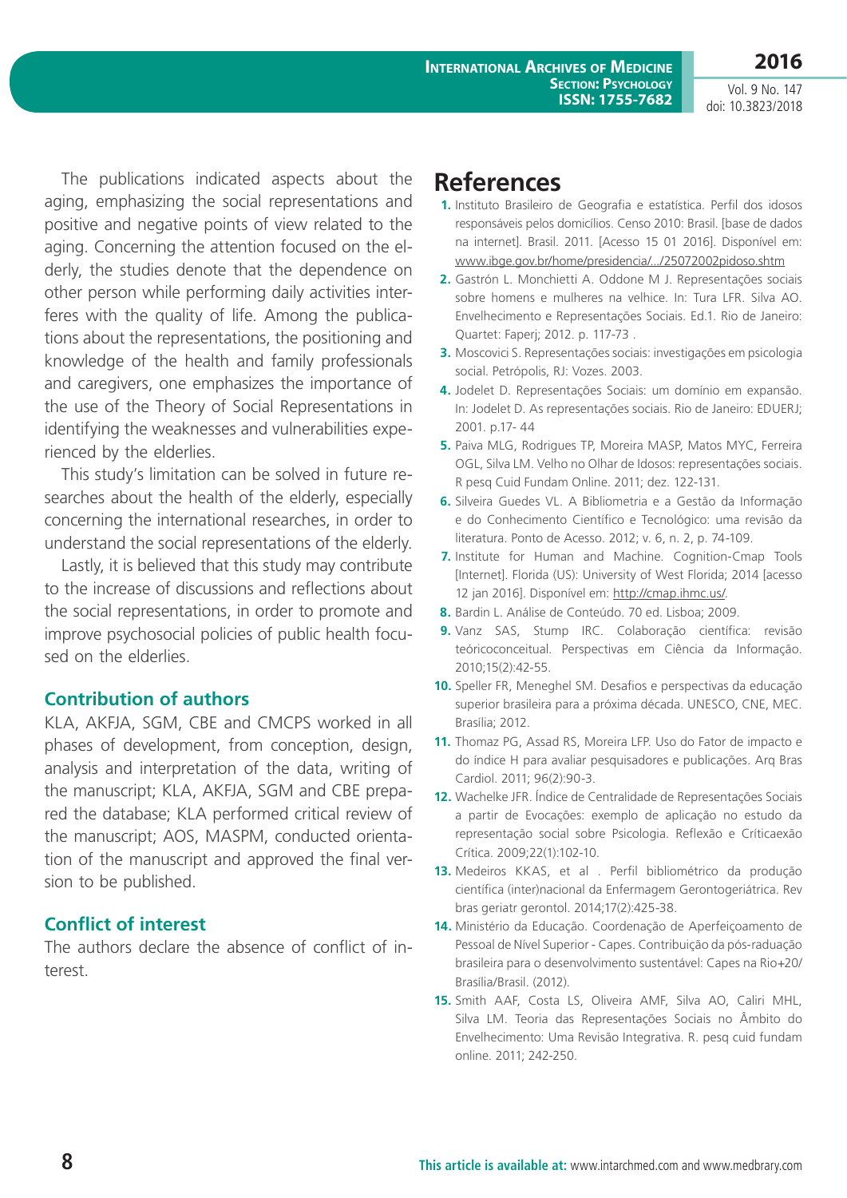The publications indicated aspects about the aging, emphasizing the social representations and positive and negative points of view related to the aging. Concerning the attention focused on the elderly, the studies denote that the dependence on other person while performing daily activities interferes with the quality of life. Among the publications about the representations, the positioning and knowledge of the health and family professionals and caregivers, one emphasizes the importance of the use of the Theory of Social Representations in identifying the weaknesses and vulnerabilities experienced by the elderlies.

This study's limitation can be solved in future researches about the health of the elderly, especially concerning the international researches, in order to understand the social representations of the elderly.

Lastly, it is believed that this study may contribute to the increase of discussions and reflections about the social representations, in order to promote and improve psychosocial policies of public health focused on the elderlies.

### Contribution of authors

KLA, AKFJA, SGM, CBE and CMCPS worked in all phases of development, from conception, design, analysis and interpretation of the data, writing of the manuscript; KLA, AKFJA, SGM and CBE prepared the database; KLA performed critical review of the manuscript; AOS, MASPM, conducted orientation of the manuscript and approved the final version to be published.

### Conflict of interest

The authors declare the absence of conflict of interest.

## References

1. Instituto Brasileiro de Geografia e estatística. Perfil dos idosos responsáveis pelos domicílios. Censo 2010: Brasil. [base de dados na internet]. Brasil. 2011. [Acesso 15 01 2016]. Disponível em: www.ibge.gov.br/home/presidencia/.../25072002pidoso.shtm
2. Gastrón L. Monchietti A. Oddone M J. Representações sociais sobre homens e mulheres na velhice. In: Tura LFR. Silva AO. Envelhecimento e Representações Sociais. Ed.1. Rio de Janeiro: Quartet: Faperj; 2012. p. 117-73 .
3. Moscovici S. Representações sociais: investigações em psicologia social. Petrópolis, RJ: Vozes. 2003.
4. Jodelet D. Representações Sociais: um domínio em expansão. In: Jodelet D. As representações sociais. Rio de Janeiro: EDUERJ; 2001. p.17- 44
5. Paiva MLG, Rodrigues TP, Moreira MASP, Matos MYC, Ferreira OGL, Silva LM. Velho no Olhar de Idosos: representações sociais. R pesq Cuid Fundam Online. 2011; dez. 122-131.
6. Silveira Guedes VL. A Bibliometria e a Gestão da Informação e do Conhecimento Científico e Tecnológico: uma revisão da literatura. Ponto de Acesso. 2012; v. 6, n. 2, p. 74-109.
7. Institute for Human and Machine. Cognition-Cmap Tools [Internet]. Florida (US): University of West Florida; 2014 [acesso 12 jan 2016]. Disponível em: http://cmap.ihmc.us/.
8. Bardin L. Análise de Conteúdo. 70 ed. Lisboa; 2009.
9. Vanz SAS, Stump IRC. Colaboração científica: revisão teóricoconceitual. Perspectivas em Ciência da Informação. 2010;15(2):42-55.
10. Speller FR, Meneghel SM. Desafios e perspectivas da educação superior brasileira para a próxima década. UNESCO, CNE, MEC. Brasília; 2012.
11. Thomaz PG, Assad RS, Moreira LFP. Uso do Fator de impacto e do índice H para avaliar pesquisadores e publicações. Arq Bras Cardiol. 2011; 96(2):90-3.
12. Wachelke JFR. Índice de Centralidade de Representações Sociais a partir de Evocações: exemplo de aplicação no estudo da representação social sobre Psicologia. Reflexão e Críticaexão Crítica. 2009;22(1):102-10.
13. Medeiros KKAS, et al . Perfil bibliométrico da produção científica (inter)nacional da Enfermagem Gerontogeriátrica. Rev bras geriatr gerontol. 2014;17(2):425-38.
14. Ministério da Educação. Coordenação de Aperfeiçoamento de Pessoal de Nível Superior - Capes. Contribuição da pós-raduação brasileira para o desenvolvimento sustentável: Capes na Rio+20/ Brasília/Brasil. (2012).
15. Smith AAF, Costa LS, Oliveira AMF, Silva AO, Caliri MHL, Silva LM. Teoria das Representações Sociais no Âmbito do Envelhecimento: Uma Revisão Integrativa. R. pesq cuid fundam online. 2011; 242-250.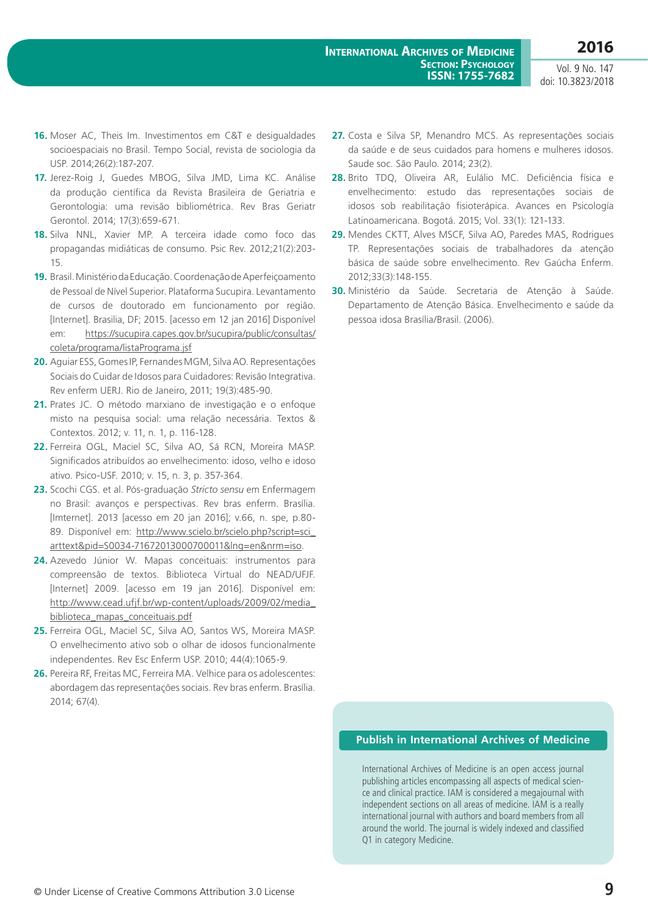16. Moser AC, Theis Im. Investimentos em C&T e desigualdades socioespaciais no Brasil. Tempo Social, revista de sociologia da USP. 2014;26(2):187-207.
17. Jerez-Roig J, Guedes MBOG, Silva JMD, Lima KC. Análise da produção científica da Revista Brasileira de Geriatria e Gerontologia: uma revisão bibliométrica. Rev Bras Geriatr Gerontol. 2014; 17(3):659-671.
18. Silva NNL, Xavier MP. A terceira idade como foco das propagandas midiáticas de consumo. Psic Rev. 2012;21(2):203-15.
19. Brasil. Ministério da Educação. Coordenação de Aperfeiçoamento de Pessoal de Nível Superior. Plataforma Sucupira. Levantamento de cursos de doutorado em funcionamento por região. [Internet]. Brasilia, DF; 2015. [acesso em 12 jan 2016] Disponível em: https://sucupira.capes.gov.br/sucupira/public/consultas/coleta/programa/listaPrograma.jsf
20. Aguiar ESS, Gomes IP, Fernandes MGM, Silva AO. Representações Sociais do Cuidar de Idosos para Cuidadores: Revisão Integrativa. Rev enferm UERJ. Rio de Janeiro, 2011; 19(3):485-90.
21. Prates JC. O método marxiano de investigação e o enfoque misto na pesquisa social: uma relação necessária. Textos & Contextos. 2012; v. 11, n. 1, p. 116-128.
22. Ferreira OGL, Maciel SC, Silva AO, Sá RCN, Moreira MASP. Significados atribuídos ao envelhecimento: idoso, velho e idoso ativo. Psico-USF. 2010; v. 15, n. 3, p. 357-364.
23. Scochi CGS. et al. Pós-graduação *Stricto sensu* em Enfermagem no Brasil: avanços e perspectivas. Rev bras enferm. Brasília. [Imternet]. 2013 [acesso em 20 jan 2016]; v.66, n. spe, p.80-89. Disponível em: http://www.scielo.br/scielo.php?script=sci_arttext&pid=S0034-71672013000700011&lng=en&nrm=iso.
24. Azevedo Júnior W. Mapas conceituais: instrumentos para compreensão de textos. Biblioteca Virtual do NEAD/UFJF. [Internet] 2009. [acesso em 19 jan 2016]. Disponível em: http://www.cead.ufjf.br/wp-content/uploads/2009/02/media_biblioteca_mapas_conceituais.pdf
25. Ferreira OGL, Maciel SC, Silva AO, Santos WS, Moreira MASP. O envelhecimento ativo sob o olhar de idosos funcionalmente independentes. Rev Esc Enferm USP. 2010; 44(4):1065-9.
26. Pereira RF, Freitas MC, Ferreira MA. Velhice para os adolescentes: abordagem das representações sociais. Rev bras enferm. Brasília. 2014; 67(4).
27. Costa e Silva SP, Menandro MCS. As representações sociais da saúde e de seus cuidados para homens e mulheres idosos. Saude soc. São Paulo. 2014; 23(2).
28. Brito TDQ, Oliveira AR, Eulálio MC. Deficiência física e envelhecimento: estudo das representações sociais de idosos sob reabilitação fisioterápica. Avances en Psicología Latinoamericana. Bogotá. 2015; Vol. 33(1): 121-133.
29. Mendes CKTT, Alves MSCF, Silva AO, Paredes MAS, Rodrigues TP. Representações sociais de trabalhadores da atenção básica de saúde sobre envelhecimento. Rev Gaúcha Enferm. 2012;33(3):148-155.
30. Ministério da Saúde. Secretaria de Atenção à Saúde. Departamento de Atenção Básica. Envelhecimento e saúde da pessoa idosa Brasília/Brasil. (2006).

**Publish in International Archives of Medicine**

International Archives of Medicine is an open access journal publishing articles encompassing all aspects of medical science and clinical practice. IAM is considered a megajournal with independent sections on all areas of medicine. IAM is a really international journal with authors and board members from all around the world. The journal is widely indexed and classified Q1 in category Medicine.